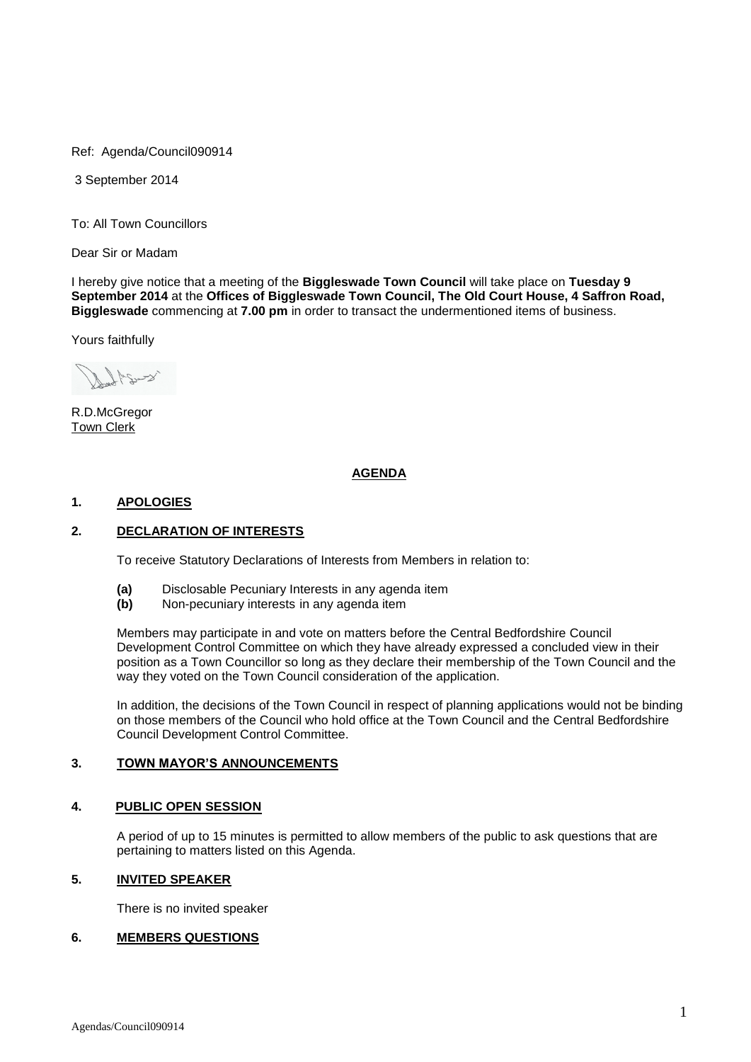Ref: Agenda/Council090914

3 September 2014

To: All Town Councillors

Dear Sir or Madam

I hereby give notice that a meeting of the **Biggleswade Town Council** will take place on **Tuesday 9 September 2014** at the **Offices of Biggleswade Town Council, The Old Court House, 4 Saffron Road, Biggleswade** commencing at **7.00 pm** in order to transact the undermentioned items of business.

Yours faithfully

R.D.McGregor
Town Clerk

## AGENDA

### 1. APOLOGIES

### 2. DECLARATION OF INTERESTS

To receive Statutory Declarations of Interests from Members in relation to:

**(a)** Disclosable Pecuniary Interests in any agenda item
**(b)** Non-pecuniary interests in any agenda item

Members may participate in and vote on matters before the Central Bedfordshire Council Development Control Committee on which they have already expressed a concluded view in their position as a Town Councillor so long as they declare their membership of the Town Council and the way they voted on the Town Council consideration of the application.

In addition, the decisions of the Town Council in respect of planning applications would not be binding on those members of the Council who hold office at the Town Council and the Central Bedfordshire Council Development Control Committee.

### 3. TOWN MAYOR'S ANNOUNCEMENTS

### 4. PUBLIC OPEN SESSION

A period of up to 15 minutes is permitted to allow members of the public to ask questions that are pertaining to matters listed on this Agenda.

### 5. INVITED SPEAKER

There is no invited speaker

### 6. MEMBERS QUESTIONS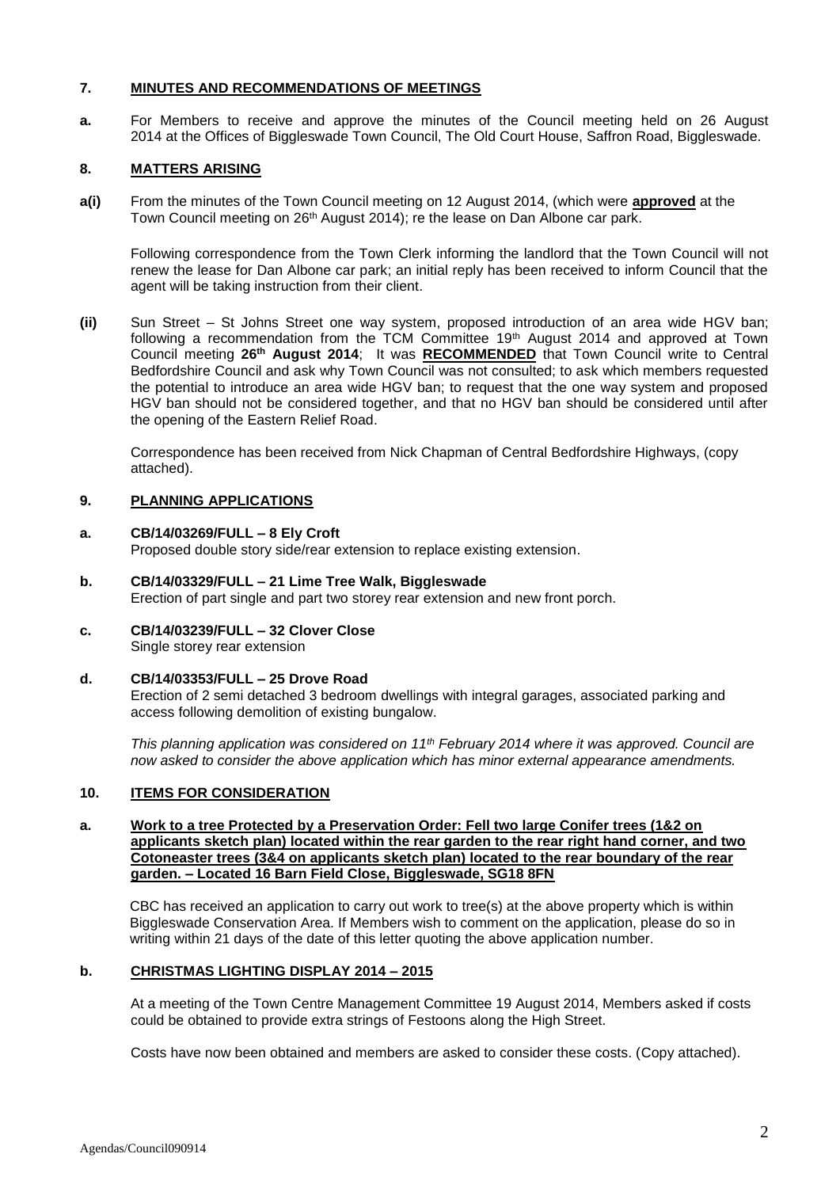## 7. MINUTES AND RECOMMENDATIONS OF MEETINGS

**a.** For Members to receive and approve the minutes of the Council meeting held on 26 August 2014 at the Offices of Biggleswade Town Council, The Old Court House, Saffron Road, Biggleswade.

## 8. MATTERS ARISING

**a(i)** From the minutes of the Town Council meeting on 12 August 2014, (which were **approved** at the Town Council meeting on 26th August 2014); re the lease on Dan Albone car park.

Following correspondence from the Town Clerk informing the landlord that the Town Council will not renew the lease for Dan Albone car park; an initial reply has been received to inform Council that the agent will be taking instruction from their client.

**(ii)** Sun Street – St Johns Street one way system, proposed introduction of an area wide HGV ban; following a recommendation from the TCM Committee 19th August 2014 and approved at Town Council meeting **26th August 2014**; It was **RECOMMENDED** that Town Council write to Central Bedfordshire Council and ask why Town Council was not consulted; to ask which members requested the potential to introduce an area wide HGV ban; to request that the one way system and proposed HGV ban should not be considered together, and that no HGV ban should be considered until after the opening of the Eastern Relief Road.

Correspondence has been received from Nick Chapman of Central Bedfordshire Highways, (copy attached).

## 9. PLANNING APPLICATIONS

**a. CB/14/03269/FULL – 8 Ely Croft**
Proposed double story side/rear extension to replace existing extension.

**b. CB/14/03329/FULL – 21 Lime Tree Walk, Biggleswade**
Erection of part single and part two storey rear extension and new front porch.

**c. CB/14/03239/FULL – 32 Clover Close**
Single storey rear extension

**d. CB/14/03353/FULL – 25 Drove Road**
Erection of 2 semi detached 3 bedroom dwellings with integral garages, associated parking and access following demolition of existing bungalow.

*This planning application was considered on 11th February 2014 where it was approved. Council are now asked to consider the above application which has minor external appearance amendments.*

## 10. ITEMS FOR CONSIDERATION

**a. Work to a tree Protected by a Preservation Order: Fell two large Conifer trees (1&2 on applicants sketch plan) located within the rear garden to the rear right hand corner, and two Cotoneaster trees (3&4 on applicants sketch plan) located to the rear boundary of the rear garden. – Located 16 Barn Field Close, Biggleswade, SG18 8FN**

CBC has received an application to carry out work to tree(s) at the above property which is within Biggleswade Conservation Area. If Members wish to comment on the application, please do so in writing within 21 days of the date of this letter quoting the above application number.

**b. CHRISTMAS LIGHTING DISPLAY 2014 – 2015**

At a meeting of the Town Centre Management Committee 19 August 2014, Members asked if costs could be obtained to provide extra strings of Festoons along the High Street.

Costs have now been obtained and members are asked to consider these costs. (Copy attached).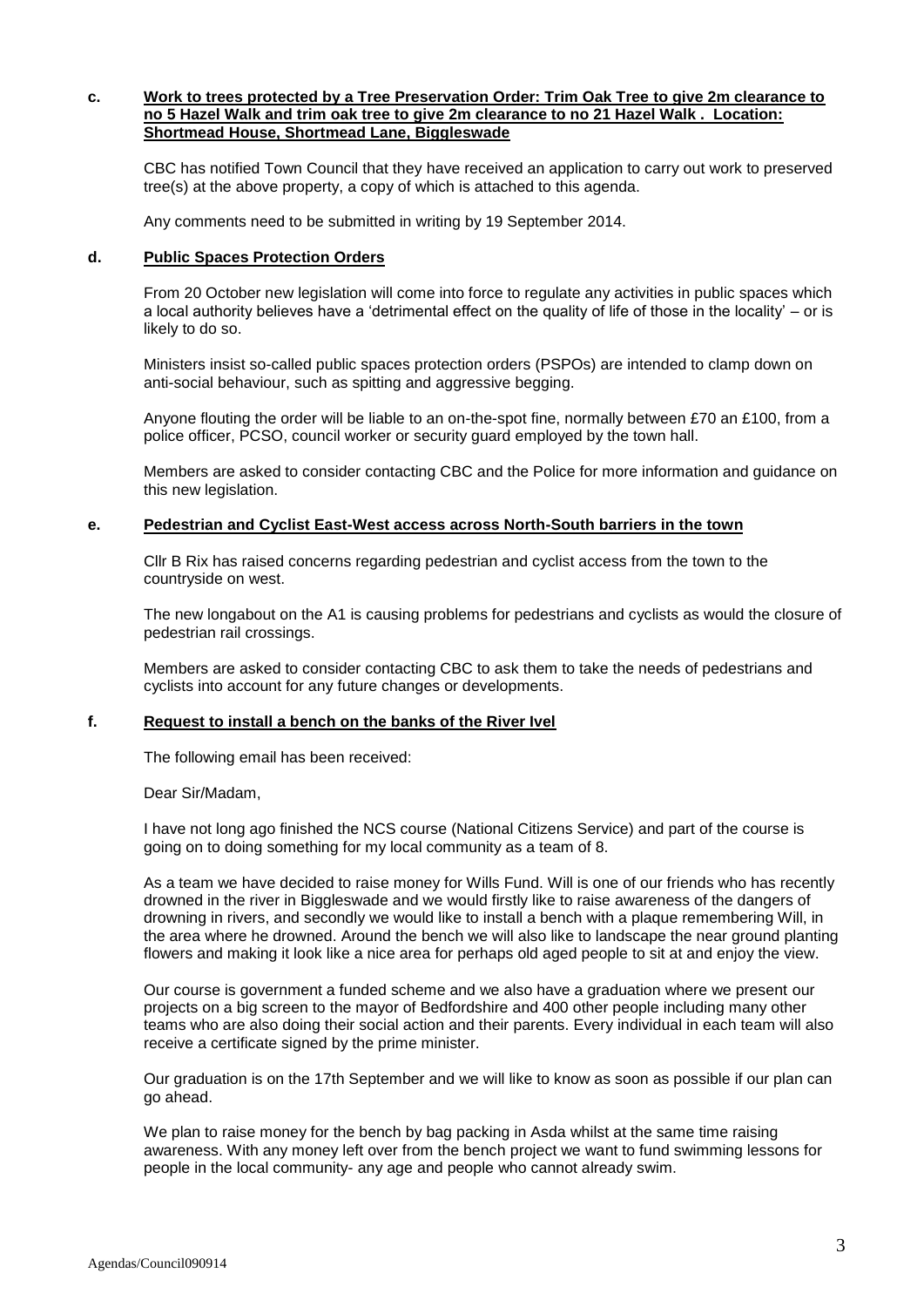**c. Work to trees protected by a Tree Preservation Order: Trim Oak Tree to give 2m clearance to no 5 Hazel Walk and trim oak tree to give 2m clearance to no 21 Hazel Walk . Location: Shortmead House, Shortmead Lane, Biggleswade**

CBC has notified Town Council that they have received an application to carry out work to preserved tree(s) at the above property, a copy of which is attached to this agenda.

Any comments need to be submitted in writing by 19 September 2014.

**d. Public Spaces Protection Orders**

From 20 October new legislation will come into force to regulate any activities in public spaces which a local authority believes have a 'detrimental effect on the quality of life of those in the locality' – or is likely to do so.

Ministers insist so-called public spaces protection orders (PSPOs) are intended to clamp down on anti-social behaviour, such as spitting and aggressive begging.

Anyone flouting the order will be liable to an on-the-spot fine, normally between £70 an £100, from a police officer, PCSO, council worker or security guard employed by the town hall.

Members are asked to consider contacting CBC and the Police for more information and guidance on this new legislation.

**e. Pedestrian and Cyclist East-West access across North-South barriers in the town**

Cllr B Rix has raised concerns regarding pedestrian and cyclist access from the town to the countryside on west.

The new longabout on the A1 is causing problems for pedestrians and cyclists as would the closure of pedestrian rail crossings.

Members are asked to consider contacting CBC to ask them to take the needs of pedestrians and cyclists into account for any future changes or developments.

**f. Request to install a bench on the banks of the River Ivel**

The following email has been received:

Dear Sir/Madam,

I have not long ago finished the NCS course (National Citizens Service) and part of the course is going on to doing something for my local community as a team of 8.

As a team we have decided to raise money for Wills Fund. Will is one of our friends who has recently drowned in the river in Biggleswade and we would firstly like to raise awareness of the dangers of drowning in rivers, and secondly we would like to install a bench with a plaque remembering Will, in the area where he drowned. Around the bench we will also like to landscape the near ground planting flowers and making it look like a nice area for perhaps old aged people to sit at and enjoy the view.

Our course is government a funded scheme and we also have a graduation where we present our projects on a big screen to the mayor of Bedfordshire and 400 other people including many other teams who are also doing their social action and their parents. Every individual in each team will also receive a certificate signed by the prime minister.

Our graduation is on the 17th September and we will like to know as soon as possible if our plan can go ahead.

We plan to raise money for the bench by bag packing in Asda whilst at the same time raising awareness. With any money left over from the bench project we want to fund swimming lessons for people in the local community- any age and people who cannot already swim.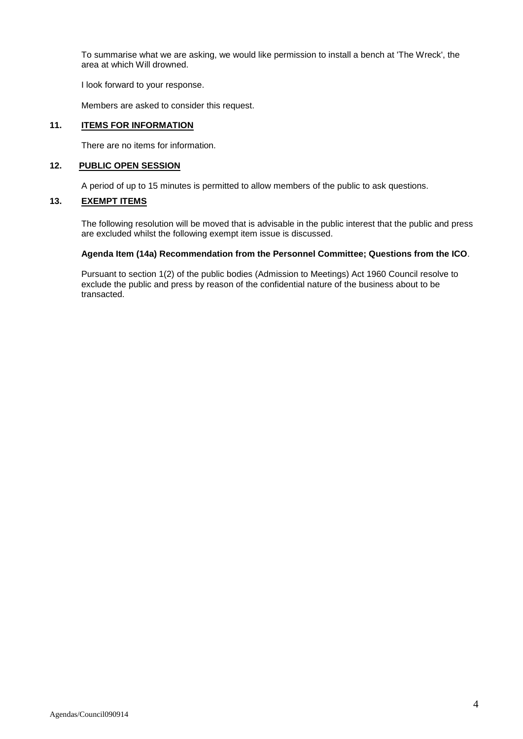To summarise what we are asking, we would like permission to install a bench at 'The Wreck', the area at which Will drowned.

I look forward to your response.

Members are asked to consider this request.

## 11. ITEMS FOR INFORMATION

There are no items for information.

## 12. PUBLIC OPEN SESSION

A period of up to 15 minutes is permitted to allow members of the public to ask questions.

## 13. EXEMPT ITEMS

The following resolution will be moved that is advisable in the public interest that the public and press are excluded whilst the following exempt item issue is discussed.

**Agenda Item (14a) Recommendation from the Personnel Committee; Questions from the ICO**.

Pursuant to section 1(2) of the public bodies (Admission to Meetings) Act 1960 Council resolve to exclude the public and press by reason of the confidential nature of the business about to be transacted.

Agendas/Council090914